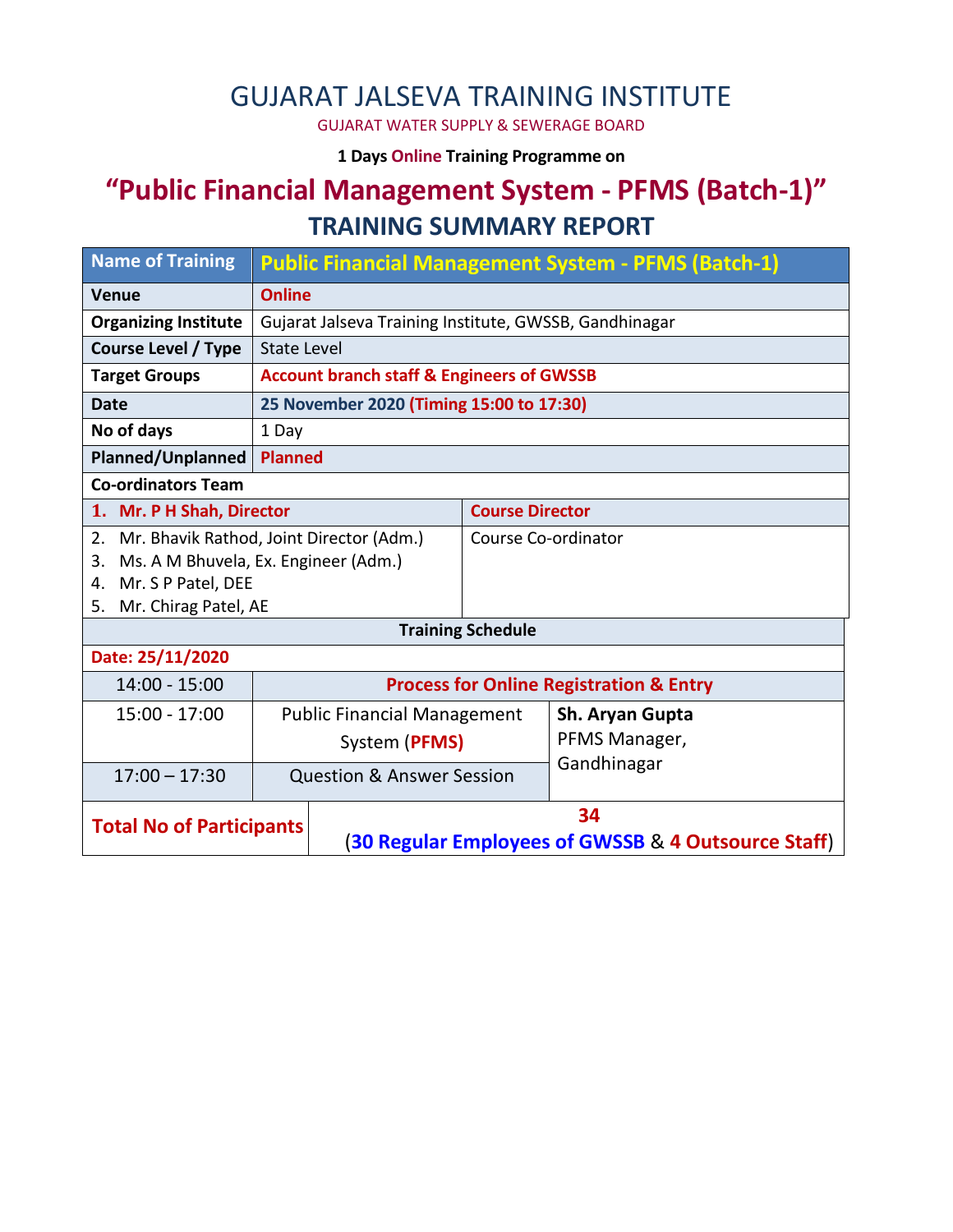# GUJARAT JALSEVA TRAINING INSTITUTE

GUJARAT WATER SUPPLY & SEWERAGE BOARD

**1 Days Online Training Programme on**

## "Public Financial Management System - PFMS (Batch-1)"

## TRAINING SUMMARY REPORT

| Name of Training | Public Financial Management System - PFMS (Batch-1) |
|---|---|
| Venue | Online |
| Organizing Institute | Gujarat Jalseva Training Institute, GWSSB, Gandhinagar |
| Course Level / Type | State Level |
| Target Groups | Account branch staff & Engineers of GWSSB |
| Date | 25 November 2020 (Timing 15:00 to 17:30) |
| No of days | 1 Day |
| Planned/Unplanned | Planned |

**Co-ordinators Team**

| Name | Role |
|---|---|
| 1. Mr. P H Shah, Director | Course Director |
| 2. Mr. Bhavik Rathod, Joint Director (Adm.)<br>3. Ms. A M Bhuvela, Ex. Engineer (Adm.)<br>4. Mr. S P Patel, DEE<br>5. Mr. Chirag Patel, AE | Course Co-ordinator |

**Training Schedule**

**Date: 25/11/2020**

| Time | Topic | Speaker |
|---|---|---|
| 14:00 - 15:00 | Process for Online Registration & Entry | |
| 15:00 - 17:00 | Public Financial Management System (PFMS) | **Sh. Aryan Gupta**<br>PFMS Manager, Gandhinagar |
| 17:00 – 17:30 | Question & Answer Session | |

| Total No of Participants | 34<br>(30 Regular Employees of GWSSB & 4 Outsource Staff) |
|---|---|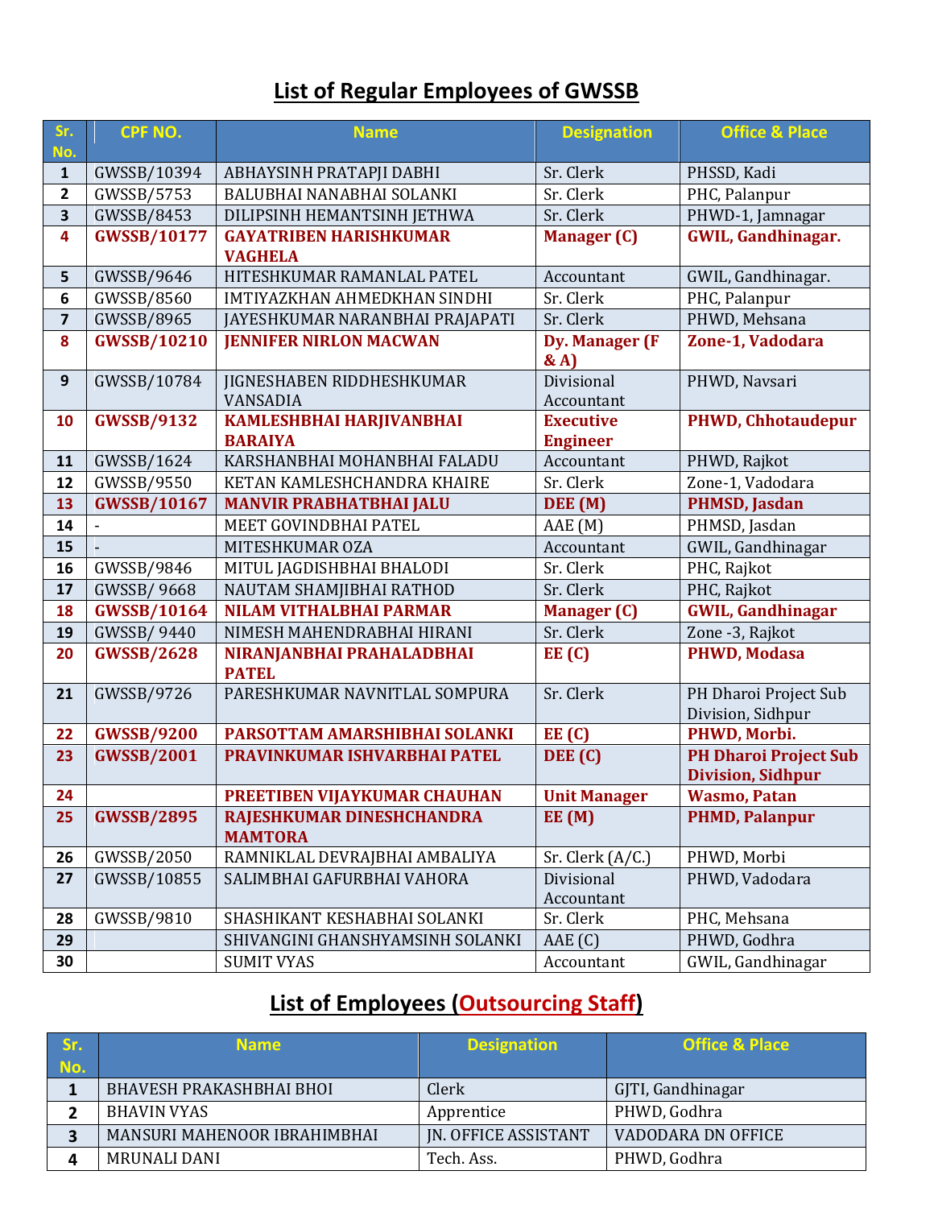# List of Regular Employees of GWSSB

| Sr. No. | CPF NO. | Name | Designation | Office & Place |
|---|---|---|---|---|
| 1 | GWSSB/10394 | ABHAYSINH PRATAPJI DABHI | Sr. Clerk | PHSSD, Kadi |
| 2 | GWSSB/5753 | BALUBHAI NANABHAI SOLANKI | Sr. Clerk | PHC, Palanpur |
| 3 | GWSSB/8453 | DILIPSINH HEMANTSINH JETHWA | Sr. Clerk | PHWD-1, Jamnagar |
| **4** | **GWSSB/10177** | **GAYATRIBEN HARISHKUMAR VAGHELA** | **Manager (C)** | **GWIL, Gandhinagar.** |
| 5 | GWSSB/9646 | HITESHKUMAR RAMANLAL PATEL | Accountant | GWIL, Gandhinagar. |
| 6 | GWSSB/8560 | IMTIYAZKHAN AHMEDKHAN SINDHI | Sr. Clerk | PHC, Palanpur |
| 7 | GWSSB/8965 | JAYESHKUMAR NARANBHAI PRAJAPATI | Sr. Clerk | PHWD, Mehsana |
| **8** | **GWSSB/10210** | **JENNIFER NIRLON MACWAN** | **Dy. Manager (F & A)** | **Zone-1, Vadodara** |
| 9 | GWSSB/10784 | JIGNESHABEN RIDDHESHKUMAR VANSADIA | Divisional Accountant | PHWD, Navsari |
| **10** | **GWSSB/9132** | **KAMLESHBHAI HARJIVANBHAI BARAIYA** | **Executive Engineer** | **PHWD, Chhotaudepur** |
| 11 | GWSSB/1624 | KARSHANBHAI MOHANBHAI FALADU | Accountant | PHWD, Rajkot |
| 12 | GWSSB/9550 | KETAN KAMLESHCHANDRA KHAIRE | Sr. Clerk | Zone-1, Vadodara |
| **13** | **GWSSB/10167** | **MANVIR PRABHATBHAI JALU** | **DEE (M)** | **PHMSD, Jasdan** |
| 14 | - | MEET GOVINDBHAI PATEL | AAE (M) | PHMSD, Jasdan |
| 15 | - | MITESHKUMAR OZA | Accountant | GWIL, Gandhinagar |
| 16 | GWSSB/9846 | MITUL JAGDISHBHAI BHALODI | Sr. Clerk | PHC, Rajkot |
| 17 | GWSSB/ 9668 | NAUTAM SHAMJIBHAI RATHOD | Sr. Clerk | PHC, Rajkot |
| **18** | **GWSSB/10164** | **NILAM VITHALBHAI PARMAR** | **Manager (C)** | **GWIL, Gandhinagar** |
| 19 | GWSSB/ 9440 | NIMESH MAHENDRABHAI HIRANI | Sr. Clerk | Zone -3, Rajkot |
| **20** | **GWSSB/2628** | **NIRANJANBHAI PRAHALADBHAI PATEL** | **EE (C)** | **PHWD, Modasa** |
| 21 | GWSSB/9726 | PARESHKUMAR NAVNITLAL SOMPURA | Sr. Clerk | PH Dharoi Project Sub Division, Sidhpur |
| **22** | **GWSSB/9200** | **PARSOTTAM AMARSHIBHAI SOLANKI** | **EE (C)** | **PHWD, Morbi.** |
| **23** | **GWSSB/2001** | **PRAVINKUMAR ISHVARBHAI PATEL** | **DEE (C)** | **PH Dharoi Project Sub Division, Sidhpur** |
| **24** | | **PREETIBEN VIJAYKUMAR CHAUHAN** | **Unit Manager** | **Wasmo, Patan** |
| **25** | **GWSSB/2895** | **RAJESHKUMAR DINESHCHANDRA MAMTORA** | **EE (M)** | **PHMD, Palanpur** |
| 26 | GWSSB/2050 | RAMNIKLAL DEVRAJBHAI AMBALIYA | Sr. Clerk (A/C.) | PHWD, Morbi |
| 27 | GWSSB/10855 | SALIMBHAI GAFURBHAI VAHORA | Divisional Accountant | PHWD, Vadodara |
| 28 | GWSSB/9810 | SHASHIKANT KESHABHAI SOLANKI | Sr. Clerk | PHC, Mehsana |
| 29 | | SHIVANGINI GHANSHYAMSINH SOLANKI | AAE (C) | PHWD, Godhra |
| 30 | | SUMIT VYAS | Accountant | GWIL, Gandhinagar |

# List of Employees (Outsourcing Staff)

| Sr. No. | Name | Designation | Office & Place |
|---|---|---|---|
| 1 | BHAVESH PRAKASHBHAI BHOI | Clerk | GJTI, Gandhinagar |
| 2 | BHAVIN VYAS | Apprentice | PHWD, Godhra |
| 3 | MANSURI MAHENOOR IBRAHIMBHAI | JN. OFFICE ASSISTANT | VADODARA DN OFFICE |
| 4 | MRUNALI DANI | Tech. Ass. | PHWD, Godhra |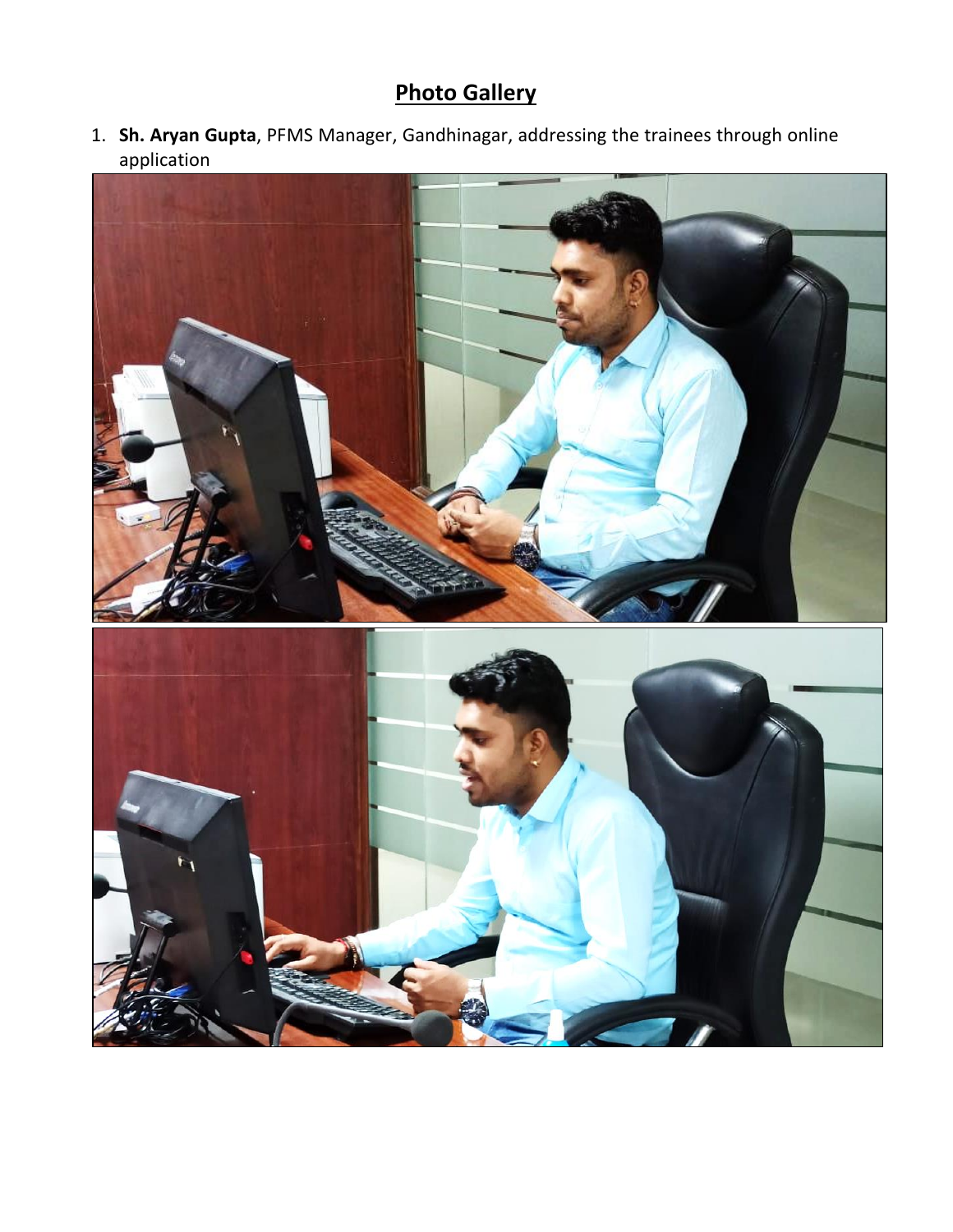# Photo Gallery

1. **Sh. Aryan Gupta**, PFMS Manager, Gandhinagar, addressing the trainees through online application